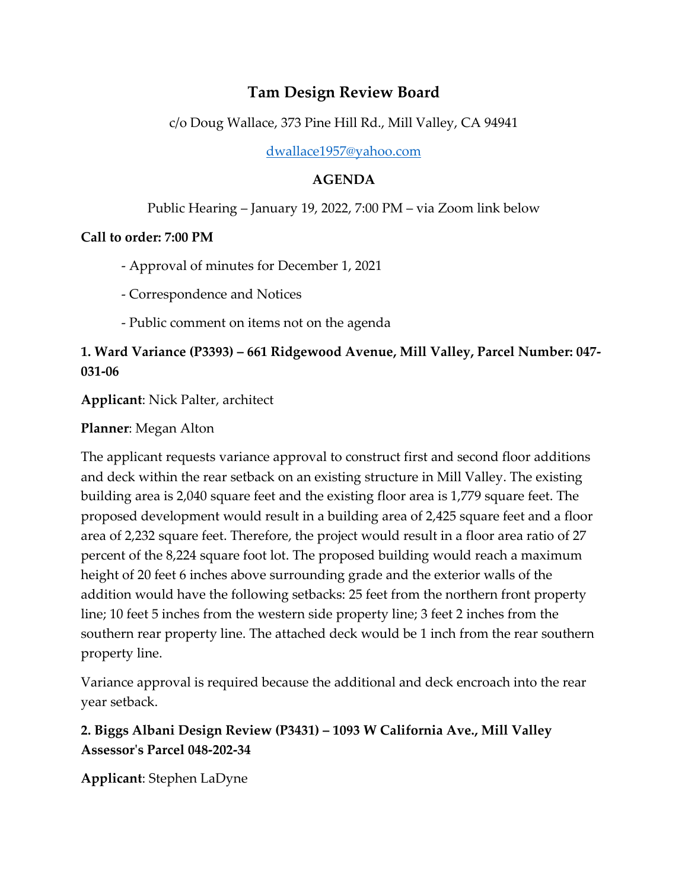# Tam Design Review Board

c/o Doug Wallace, 373 Pine Hill Rd., Mill Valley, CA 94941

dwallace1957@yahoo.com

**AGENDA**

Public Hearing – January 19, 2022, 7:00 PM – via Zoom link below

**Call to order: 7:00 PM**

- Approval of minutes for December 1, 2021

- Correspondence and Notices

- Public comment on items not on the agenda

**1. Ward Variance (P3393) – 661 Ridgewood Avenue, Mill Valley, Parcel Number: 047-031-06**

**Applicant**: Nick Palter, architect

**Planner**: Megan Alton

The applicant requests variance approval to construct first and second floor additions and deck within the rear setback on an existing structure in Mill Valley. The existing building area is 2,040 square feet and the existing floor area is 1,779 square feet. The proposed development would result in a building area of 2,425 square feet and a floor area of 2,232 square feet. Therefore, the project would result in a floor area ratio of 27 percent of the 8,224 square foot lot. The proposed building would reach a maximum height of 20 feet 6 inches above surrounding grade and the exterior walls of the addition would have the following setbacks: 25 feet from the northern front property line; 10 feet 5 inches from the western side property line; 3 feet 2 inches from the southern rear property line. The attached deck would be 1 inch from the rear southern property line.

Variance approval is required because the additional and deck encroach into the rear year setback.

**2. Biggs Albani Design Review (P3431) – 1093 W California Ave., Mill Valley Assessor's Parcel 048-202-34**

**Applicant**: Stephen LaDyne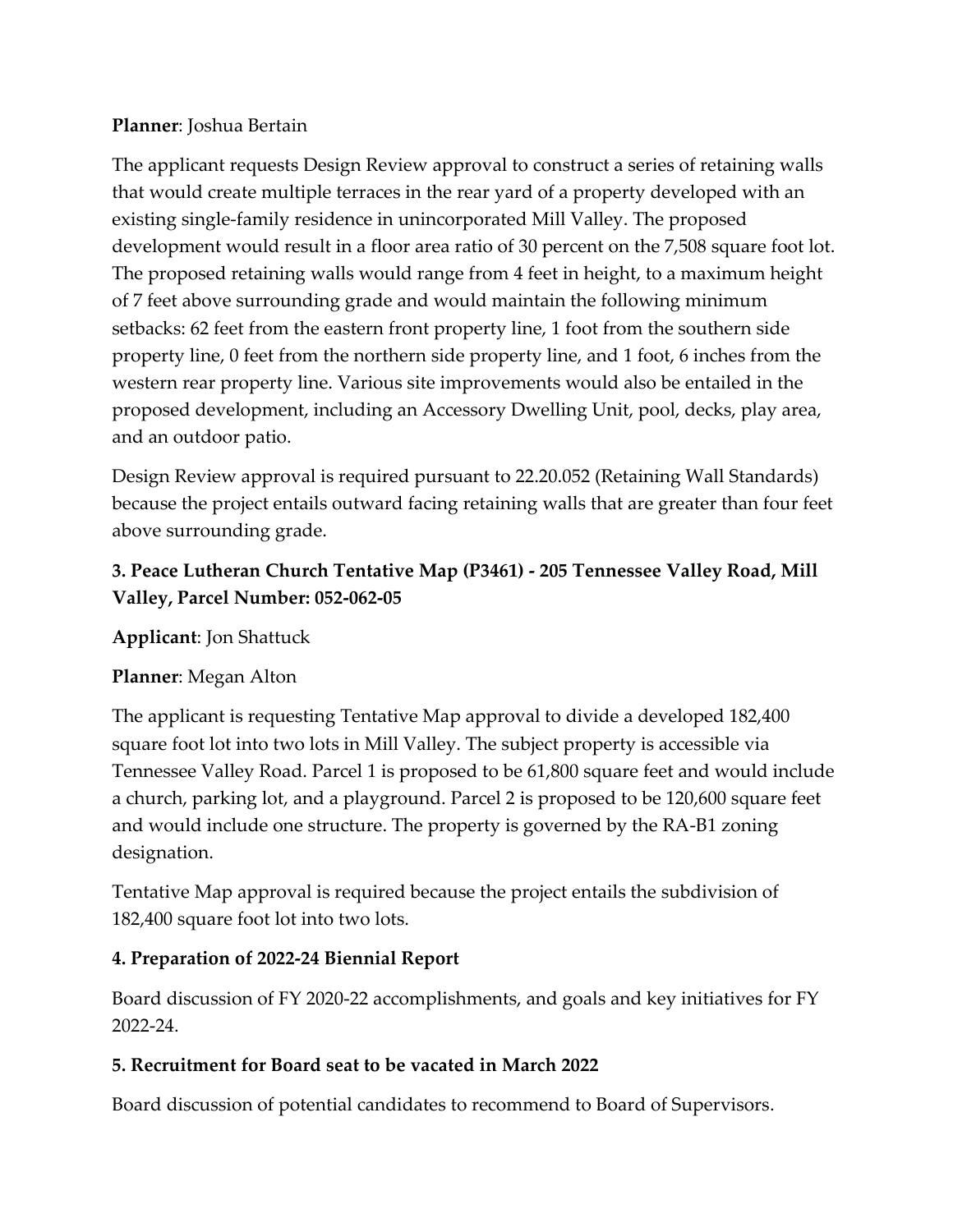**Planner**: Joshua Bertain

The applicant requests Design Review approval to construct a series of retaining walls that would create multiple terraces in the rear yard of a property developed with an existing single-family residence in unincorporated Mill Valley. The proposed development would result in a floor area ratio of 30 percent on the 7,508 square foot lot. The proposed retaining walls would range from 4 feet in height, to a maximum height of 7 feet above surrounding grade and would maintain the following minimum setbacks: 62 feet from the eastern front property line, 1 foot from the southern side property line, 0 feet from the northern side property line, and 1 foot, 6 inches from the western rear property line. Various site improvements would also be entailed in the proposed development, including an Accessory Dwelling Unit, pool, decks, play area, and an outdoor patio.

Design Review approval is required pursuant to 22.20.052 (Retaining Wall Standards) because the project entails outward facing retaining walls that are greater than four feet above surrounding grade.

### 3. Peace Lutheran Church Tentative Map (P3461) - 205 Tennessee Valley Road, Mill Valley, Parcel Number: 052-062-05

**Applicant**: Jon Shattuck

**Planner**: Megan Alton

The applicant is requesting Tentative Map approval to divide a developed 182,400 square foot lot into two lots in Mill Valley. The subject property is accessible via Tennessee Valley Road. Parcel 1 is proposed to be 61,800 square feet and would include a church, parking lot, and a playground. Parcel 2 is proposed to be 120,600 square feet and would include one structure. The property is governed by the RA-B1 zoning designation.

Tentative Map approval is required because the project entails the subdivision of 182,400 square foot lot into two lots.

### 4. Preparation of 2022-24 Biennial Report

Board discussion of FY 2020-22 accomplishments, and goals and key initiatives for FY 2022-24.

### 5. Recruitment for Board seat to be vacated in March 2022

Board discussion of potential candidates to recommend to Board of Supervisors.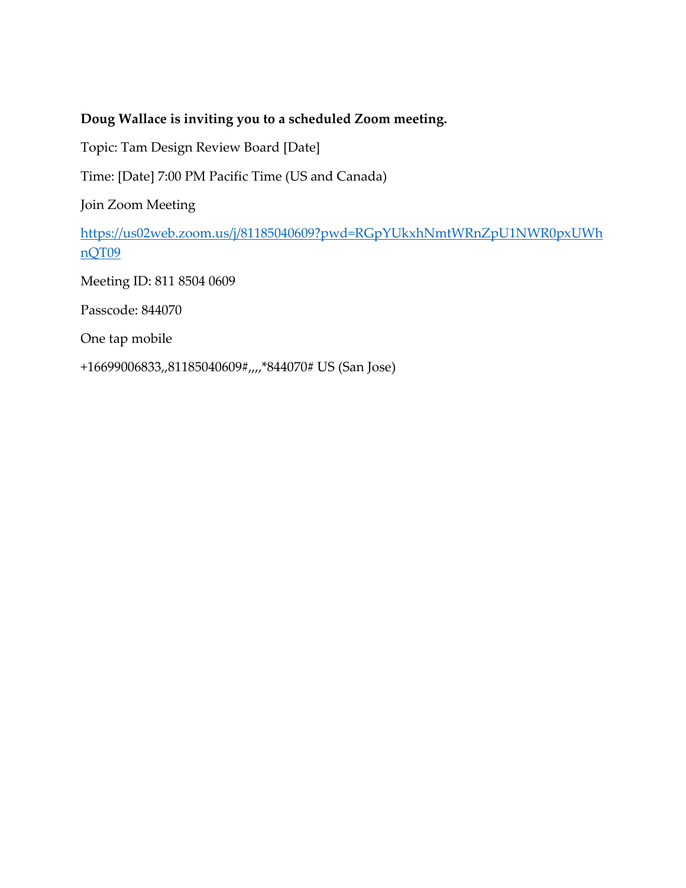**Doug Wallace is inviting you to a scheduled Zoom meeting.**

Topic: Tam Design Review Board [Date]

Time: [Date] 7:00 PM Pacific Time (US and Canada)

Join Zoom Meeting

https://us02web.zoom.us/j/81185040609?pwd=RGpYUkxhNmtWRnZpU1NWR0pxUWhnQT09

Meeting ID: 811 8504 0609

Passcode: 844070

One tap mobile

+16699006833,,81185040609#,,,,*844070# US (San Jose)